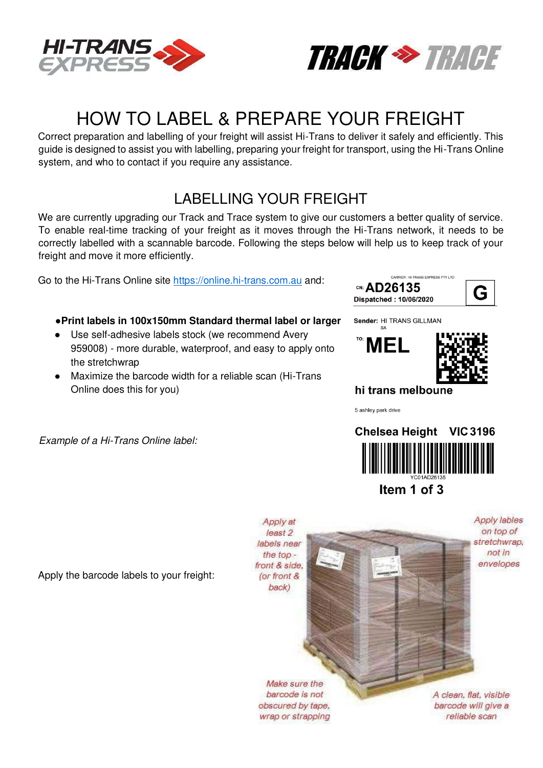# HOW TO LABEL & PREPARE YOUR FREIGHT

Correct preparation and labelling of your freight will assist Hi-Trans to deliver it safely and efficiently. This guide is designed to assist you with labelling, preparing your freight for transport, using the Hi-Trans Online system, and who to contact if you require any assistance.

## LABELLING YOUR FREIGHT

We are currently upgrading our Track and Trace system to give our customers a better quality of service. To enable real-time tracking of your freight as it moves through the Hi-Trans network, it needs to be correctly labelled with a scannable barcode. Following the steps below will help us to keep track of your freight and move it more efficiently.

Go to the Hi-Trans Online site https://online.hi-trans.com.au and:

- **Print labels in 100x150mm Standard thermal label or larger**
- Use self-adhesive labels stock (we recommend Avery 959008) - more durable, waterproof, and easy to apply onto the stretchwrap
- Maximize the barcode width for a reliable scan (Hi-Trans Online does this for you)

*Example of a Hi-Trans Online label:*

CARRIER : HI-TRANS EXPRESS PTY LTD
CN: **AD26135**
**Dispatched : 10/06/2020**
**G**

**Sender:** HI TRANS GILLMAN
SA

TO: **MEL**

**hi trans melboune**

5 ashley park drive

**Chelsea Height VIC 3196**

YC01AD26135

**Item 1 of 3**

Apply the barcode labels to your freight:

*Apply at least 2 labels near the top - front & side, (or front & back)*

*Apply lables on top of stretchwrap, not in envelopes*

*Make sure the barcode is not obscured by tape, wrap or strapping*

*A clean, flat, visible barcode will give a reliable scan*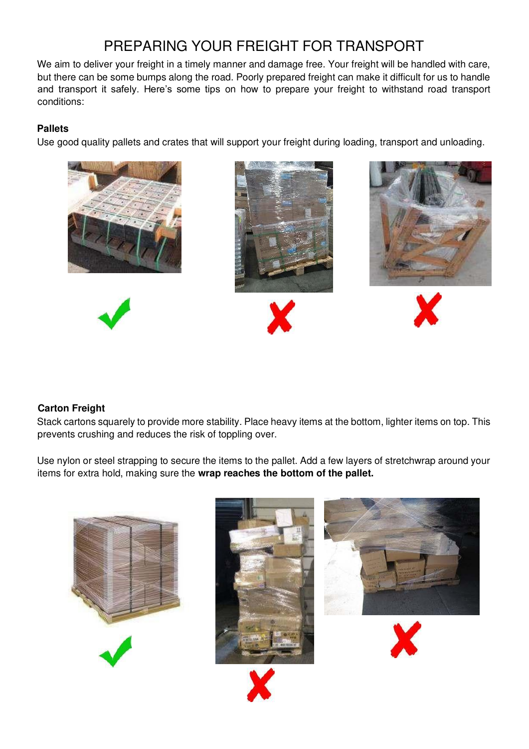# PREPARING YOUR FREIGHT FOR TRANSPORT

We aim to deliver your freight in a timely manner and damage free. Your freight will be handled with care, but there can be some bumps along the road. Poorly prepared freight can make it difficult for us to handle and transport it safely. Here's some tips on how to prepare your freight to withstand road transport conditions:

### Pallets

Use good quality pallets and crates that will support your freight during loading, transport and unloading.

### Carton Freight

Stack cartons squarely to provide more stability. Place heavy items at the bottom, lighter items on top. This prevents crushing and reduces the risk of toppling over.

Use nylon or steel strapping to secure the items to the pallet. Add a few layers of stretchwrap around your items for extra hold, making sure the **wrap reaches the bottom of the pallet.**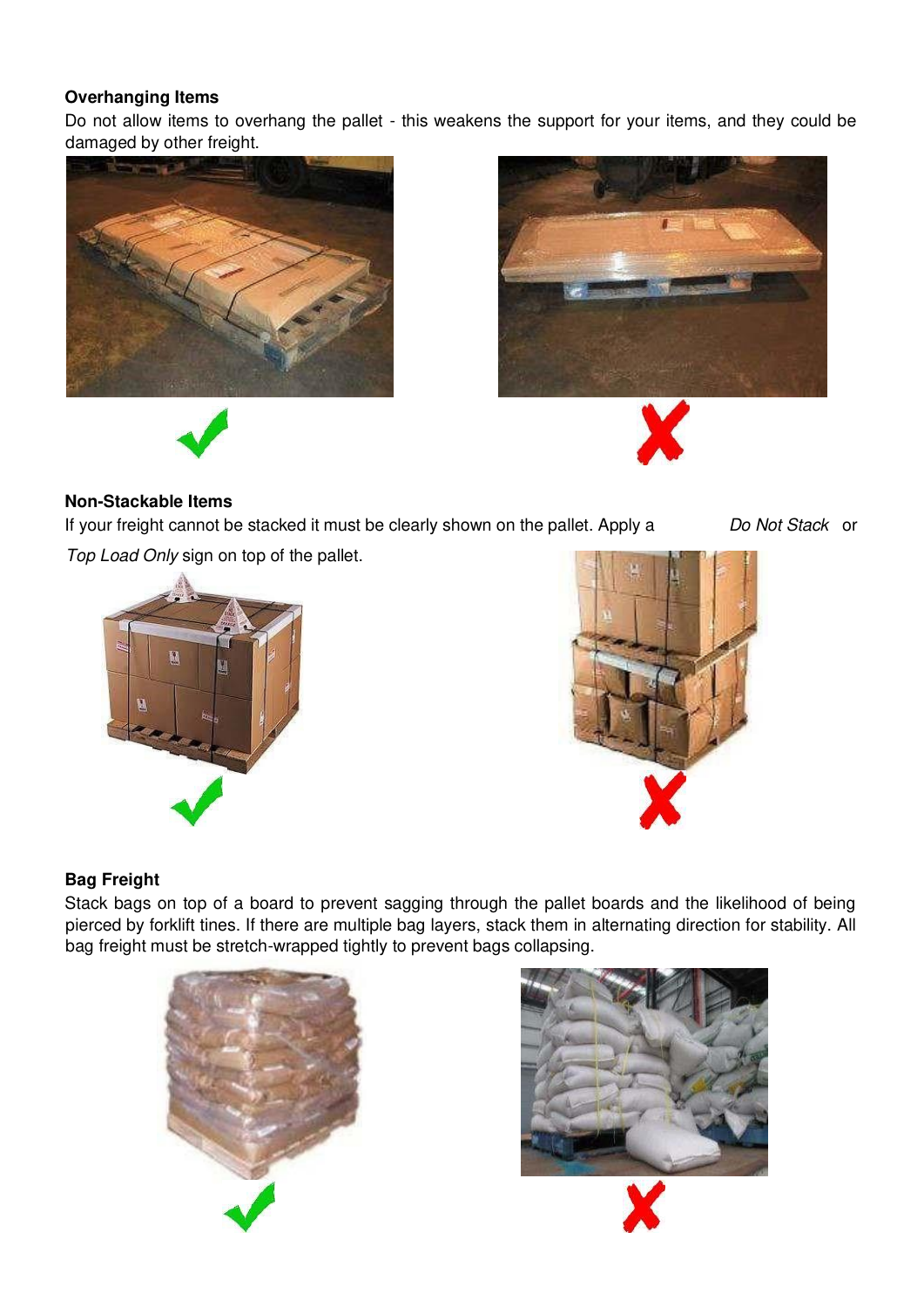### Overhanging Items

Do not allow items to overhang the pallet - this weakens the support for your items, and they could be damaged by other freight.

### Non-Stackable Items

If your freight cannot be stacked it must be clearly shown on the pallet. Apply a *Do Not Stack* or *Top Load Only* sign on top of the pallet.

### Bag Freight

Stack bags on top of a board to prevent sagging through the pallet boards and the likelihood of being pierced by forklift tines. If there are multiple bag layers, stack them in alternating direction for stability. All bag freight must be stretch-wrapped tightly to prevent bags collapsing.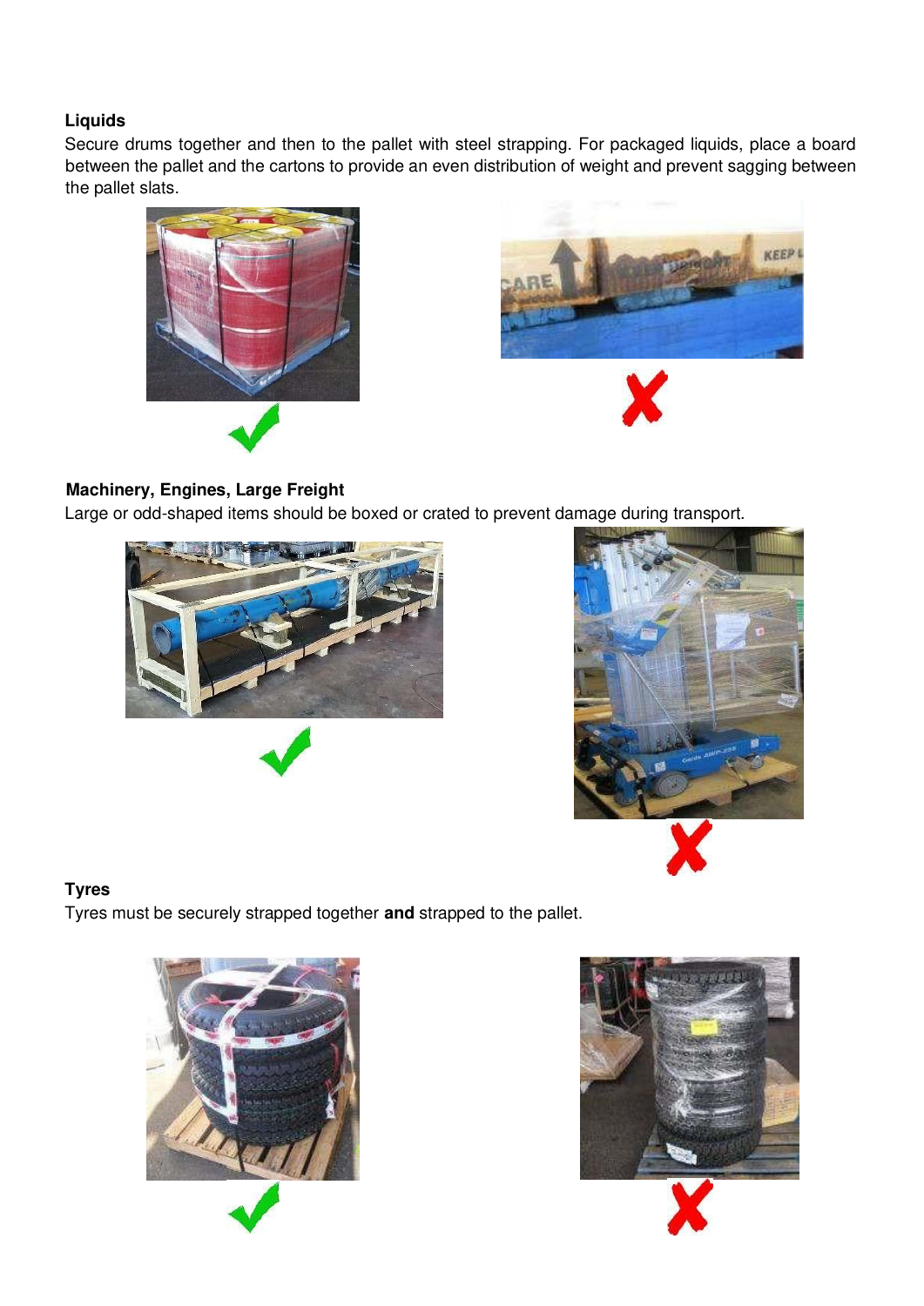**Liquids**

Secure drums together and then to the pallet with steel strapping. For packaged liquids, place a board between the pallet and the cartons to provide an even distribution of weight and prevent sagging between the pallet slats.

**Machinery, Engines, Large Freight**

Large or odd-shaped items should be boxed or crated to prevent damage during transport.

**Tyres**

Tyres must be securely strapped together **and** strapped to the pallet.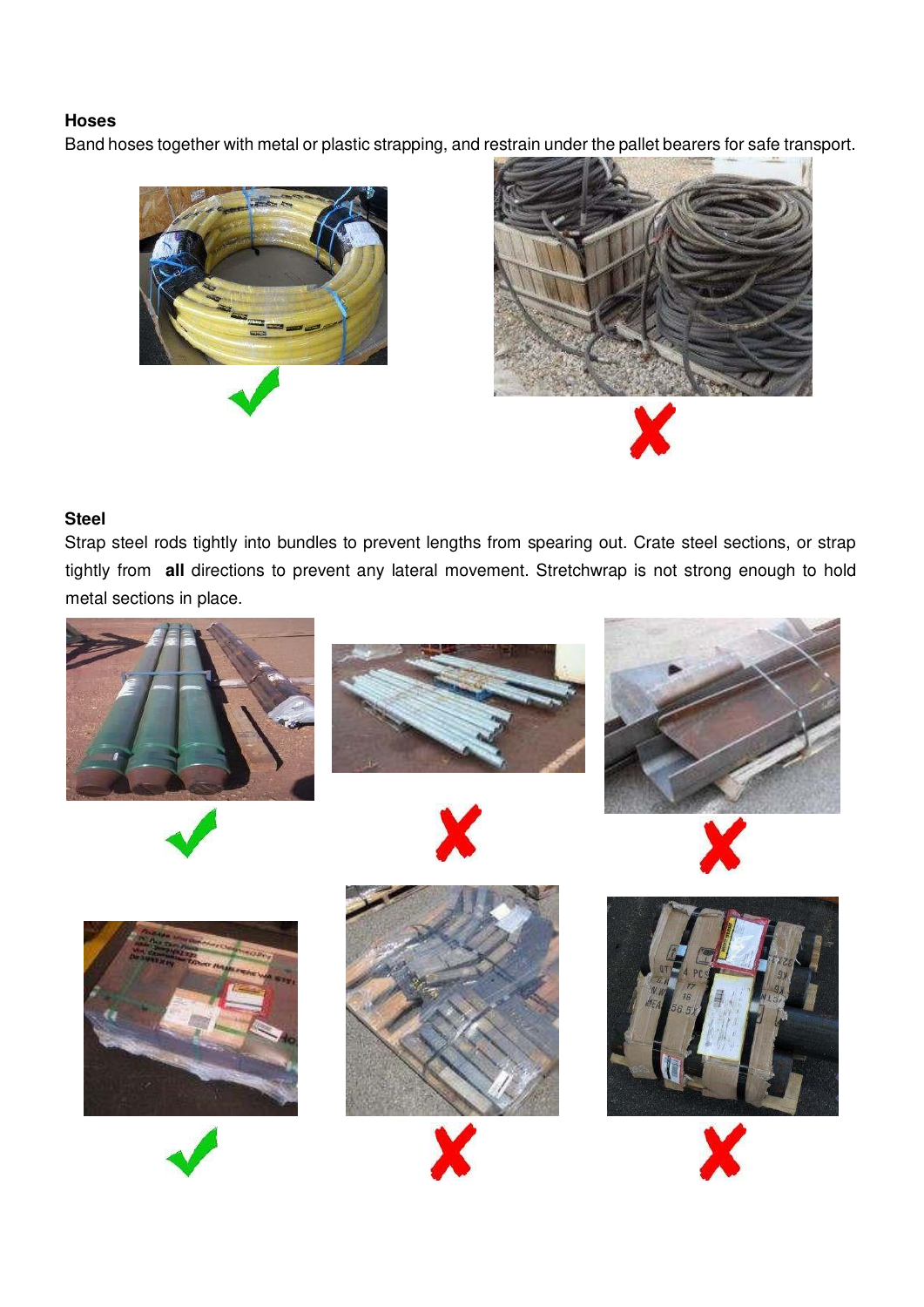**Hoses**

Band hoses together with metal or plastic strapping, and restrain under the pallet bearers for safe transport.

**Steel**

Strap steel rods tightly into bundles to prevent lengths from spearing out. Crate steel sections, or strap tightly from **all** directions to prevent any lateral movement. Stretchwrap is not strong enough to hold metal sections in place.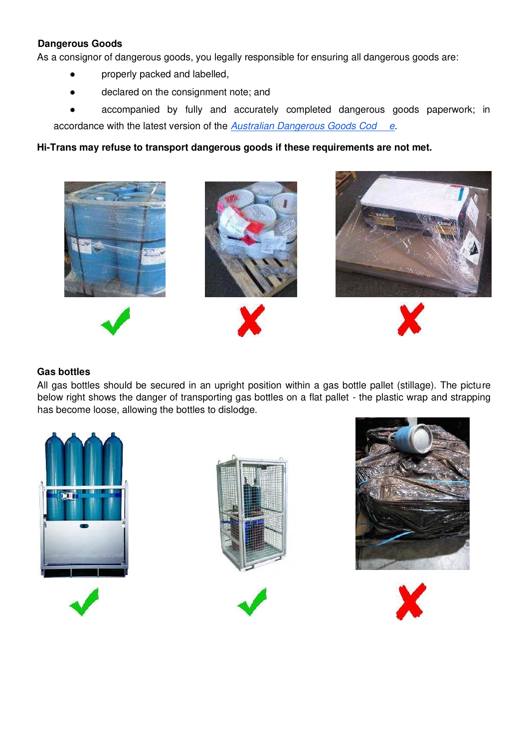**Dangerous Goods**

As a consignor of dangerous goods, you legally responsible for ensuring all dangerous goods are:

- properly packed and labelled,
- declared on the consignment note; and
- accompanied by fully and accurately completed dangerous goods paperwork; in accordance with the latest version of the [Australian Dangerous Goods Code](#).

**Hi-Trans may refuse to transport dangerous goods if these requirements are not met.**

**Gas bottles**

All gas bottles should be secured in an upright position within a gas bottle pallet (stillage). The picture below right shows the danger of transporting gas bottles on a flat pallet - the plastic wrap and strapping has become loose, allowing the bottles to dislodge.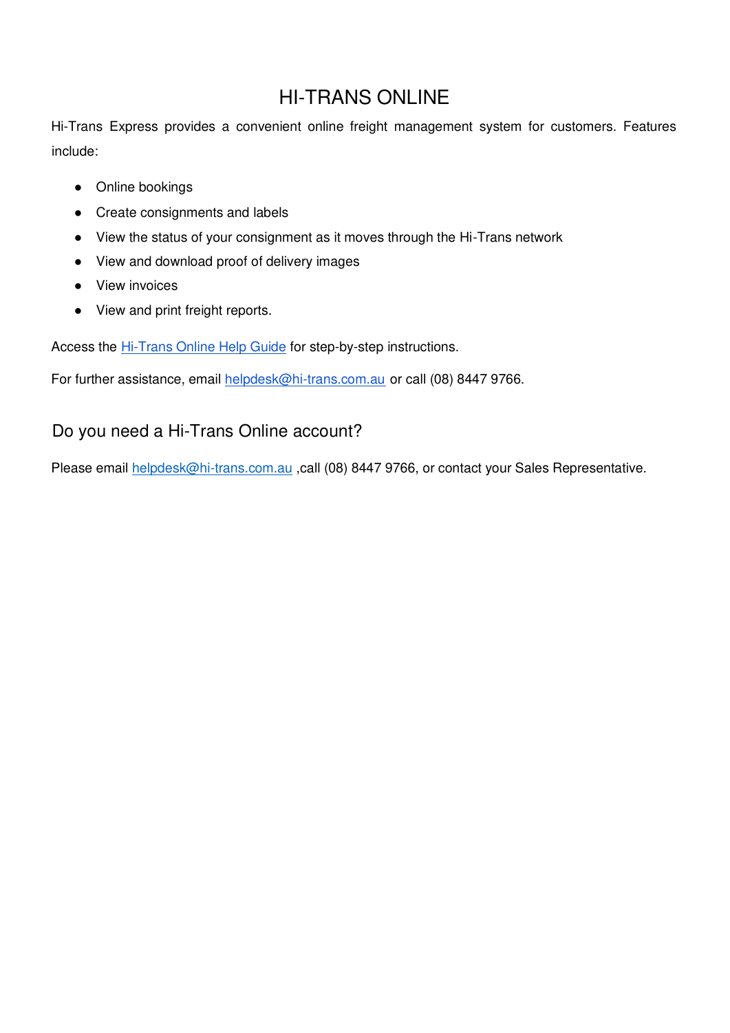# HI-TRANS ONLINE

Hi-Trans Express provides a convenient online freight management system for customers. Features include:

- Online bookings
- Create consignments and labels
- View the status of your consignment as it moves through the Hi-Trans network
- View and download proof of delivery images
- View invoices
- View and print freight reports.

Access the Hi-Trans Online Help Guide for step-by-step instructions.

For further assistance, email helpdesk@hi-trans.com.au or call (08) 8447 9766.

## Do you need a Hi-Trans Online account?

Please email helpdesk@hi-trans.com.au ,call (08) 8447 9766, or contact your Sales Representative.